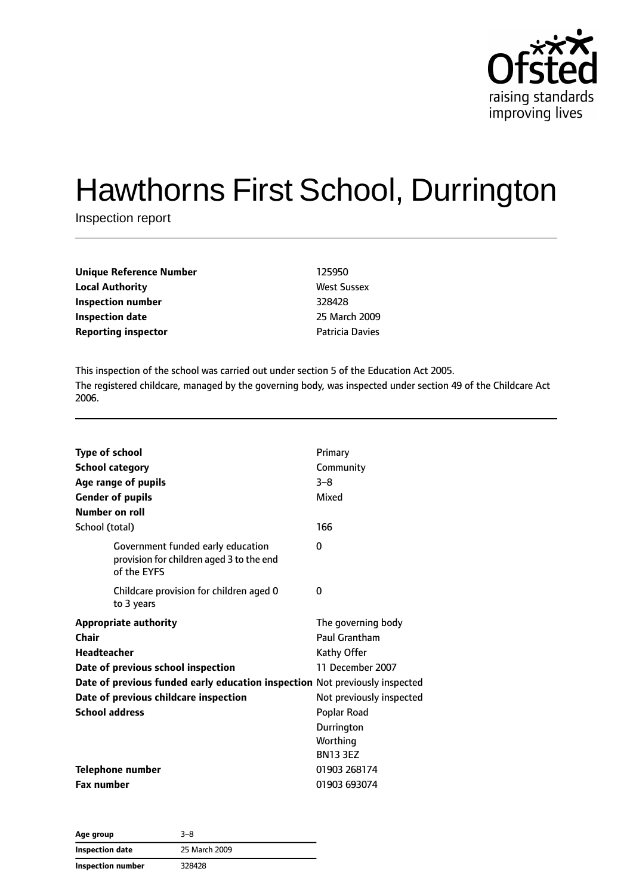Ofsted
raising standards
improving lives

# Hawthorns First School, Durrington

Inspection report

| | |
|---|---|
| **Unique Reference Number** | 125950 |
| **Local Authority** | West Sussex |
| **Inspection number** | 328428 |
| **Inspection date** | 25 March 2009 |
| **Reporting inspector** | Patricia Davies |

This inspection of the school was carried out under section 5 of the Education Act 2005.

The registered childcare, managed by the governing body, was inspected under section 49 of the Childcare Act 2006.

| | |
|---|---|
| **Type of school** | Primary |
| **School category** | Community |
| **Age range of pupils** | 3–8 |
| **Gender of pupils** | Mixed |
| **Number on roll** | |
| School (total) | 166 |
| Government funded early education provision for children aged 3 to the end of the EYFS | 0 |
| Childcare provision for children aged 0 to 3 years | 0 |
| **Appropriate authority** | The governing body |
| **Chair** | Paul Grantham |
| **Headteacher** | Kathy Offer |
| **Date of previous school inspection** | 11 December 2007 |
| **Date of previous funded early education inspection** | Not previously inspected |
| **Date of previous childcare inspection** | Not previously inspected |
| **School address** | Poplar Road<br>Durrington<br>Worthing<br>BN13 3EZ |
| **Telephone number** | 01903 268174 |
| **Fax number** | 01903 693074 |

| | |
|---|---|
| **Age group** | 3–8 |
| **Inspection date** | 25 March 2009 |
| **Inspection number** | 328428 |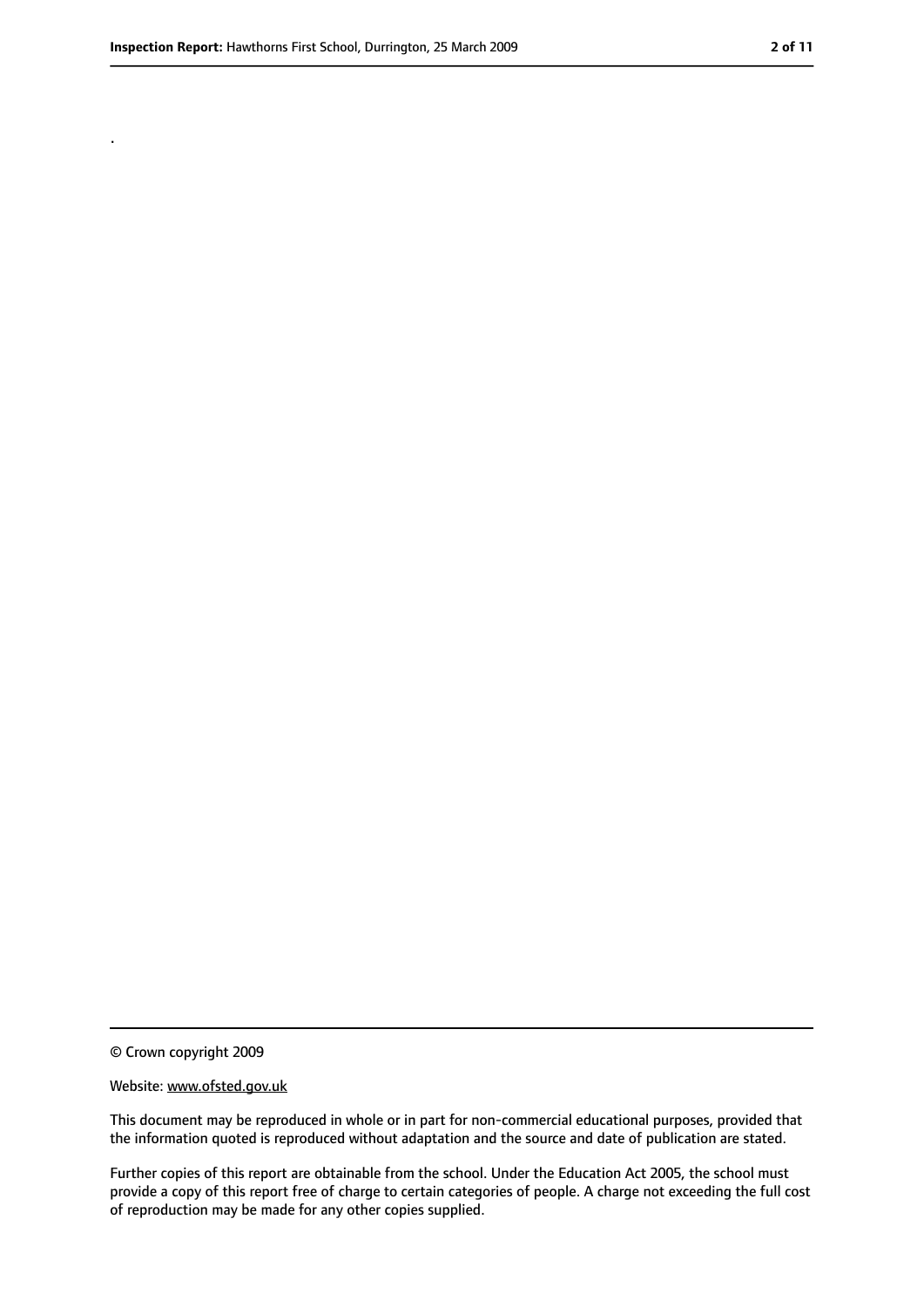.

© Crown copyright 2009

Website: www.ofsted.gov.uk

This document may be reproduced in whole or in part for non-commercial educational purposes, provided that the information quoted is reproduced without adaptation and the source and date of publication are stated.

Further copies of this report are obtainable from the school. Under the Education Act 2005, the school must provide a copy of this report free of charge to certain categories of people. A charge not exceeding the full cost of reproduction may be made for any other copies supplied.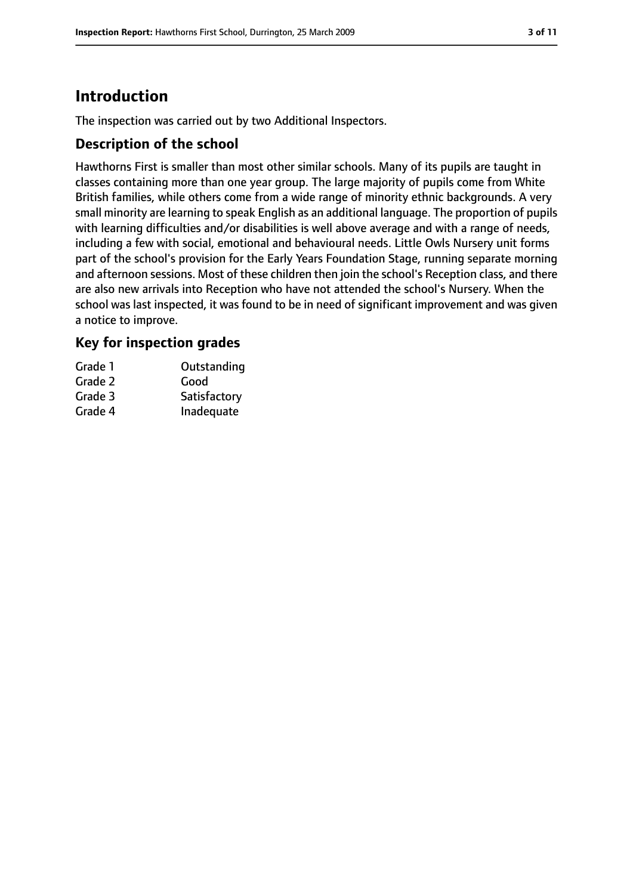# Introduction

The inspection was carried out by two Additional Inspectors.

## Description of the school

Hawthorns First is smaller than most other similar schools. Many of its pupils are taught in classes containing more than one year group. The large majority of pupils come from White British families, while others come from a wide range of minority ethnic backgrounds. A very small minority are learning to speak English as an additional language. The proportion of pupils with learning difficulties and/or disabilities is well above average and with a range of needs, including a few with social, emotional and behavioural needs. Little Owls Nursery unit forms part of the school's provision for the Early Years Foundation Stage, running separate morning and afternoon sessions. Most of these children then join the school's Reception class, and there are also new arrivals into Reception who have not attended the school's Nursery. When the school was last inspected, it was found to be in need of significant improvement and was given a notice to improve.

## Key for inspection grades

| | |
|---|---|
| Grade 1 | Outstanding |
| Grade 2 | Good |
| Grade 3 | Satisfactory |
| Grade 4 | Inadequate |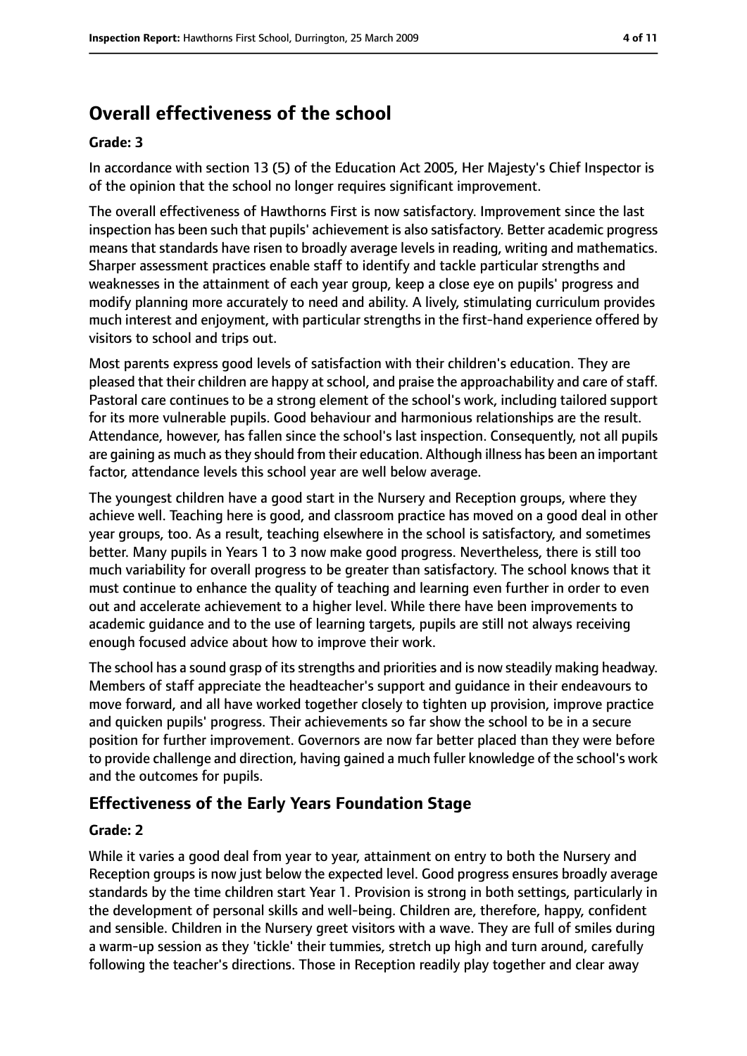## Overall effectiveness of the school

**Grade: 3**

In accordance with section 13 (5) of the Education Act 2005, Her Majesty's Chief Inspector is of the opinion that the school no longer requires significant improvement.

The overall effectiveness of Hawthorns First is now satisfactory. Improvement since the last inspection has been such that pupils' achievement is also satisfactory. Better academic progress means that standards have risen to broadly average levels in reading, writing and mathematics. Sharper assessment practices enable staff to identify and tackle particular strengths and weaknesses in the attainment of each year group, keep a close eye on pupils' progress and modify planning more accurately to need and ability. A lively, stimulating curriculum provides much interest and enjoyment, with particular strengths in the first-hand experience offered by visitors to school and trips out.

Most parents express good levels of satisfaction with their children's education. They are pleased that their children are happy at school, and praise the approachability and care of staff. Pastoral care continues to be a strong element of the school's work, including tailored support for its more vulnerable pupils. Good behaviour and harmonious relationships are the result. Attendance, however, has fallen since the school's last inspection. Consequently, not all pupils are gaining as much as they should from their education. Although illness has been an important factor, attendance levels this school year are well below average.

The youngest children have a good start in the Nursery and Reception groups, where they achieve well. Teaching here is good, and classroom practice has moved on a good deal in other year groups, too. As a result, teaching elsewhere in the school is satisfactory, and sometimes better. Many pupils in Years 1 to 3 now make good progress. Nevertheless, there is still too much variability for overall progress to be greater than satisfactory. The school knows that it must continue to enhance the quality of teaching and learning even further in order to even out and accelerate achievement to a higher level. While there have been improvements to academic guidance and to the use of learning targets, pupils are still not always receiving enough focused advice about how to improve their work.

The school has a sound grasp of its strengths and priorities and is now steadily making headway. Members of staff appreciate the headteacher's support and guidance in their endeavours to move forward, and all have worked together closely to tighten up provision, improve practice and quicken pupils' progress. Their achievements so far show the school to be in a secure position for further improvement. Governors are now far better placed than they were before to provide challenge and direction, having gained a much fuller knowledge of the school's work and the outcomes for pupils.

### Effectiveness of the Early Years Foundation Stage

**Grade: 2**

While it varies a good deal from year to year, attainment on entry to both the Nursery and Reception groups is now just below the expected level. Good progress ensures broadly average standards by the time children start Year 1. Provision is strong in both settings, particularly in the development of personal skills and well-being. Children are, therefore, happy, confident and sensible. Children in the Nursery greet visitors with a wave. They are full of smiles during a warm-up session as they 'tickle' their tummies, stretch up high and turn around, carefully following the teacher's directions. Those in Reception readily play together and clear away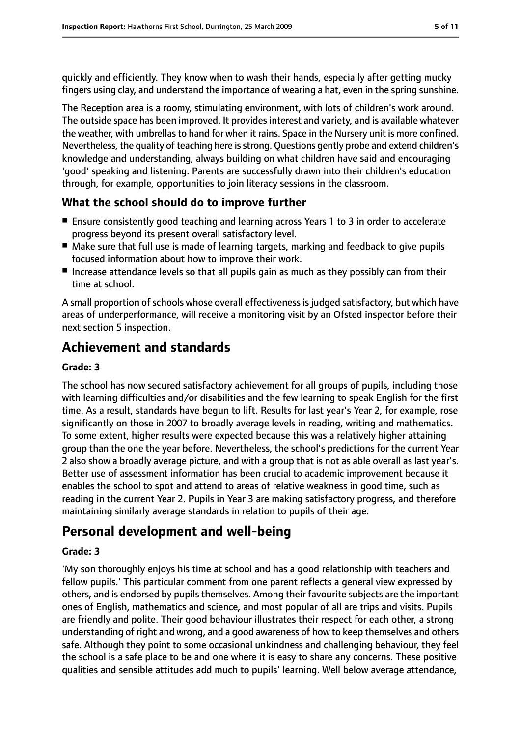quickly and efficiently. They know when to wash their hands, especially after getting mucky fingers using clay, and understand the importance of wearing a hat, even in the spring sunshine.

The Reception area is a roomy, stimulating environment, with lots of children's work around. The outside space has been improved. It provides interest and variety, and is available whatever the weather, with umbrellas to hand for when it rains. Space in the Nursery unit is more confined. Nevertheless, the quality of teaching here is strong. Questions gently probe and extend children's knowledge and understanding, always building on what children have said and encouraging 'good' speaking and listening. Parents are successfully drawn into their children's education through, for example, opportunities to join literacy sessions in the classroom.

### What the school should do to improve further

- Ensure consistently good teaching and learning across Years 1 to 3 in order to accelerate progress beyond its present overall satisfactory level.
- Make sure that full use is made of learning targets, marking and feedback to give pupils focused information about how to improve their work.
- Increase attendance levels so that all pupils gain as much as they possibly can from their time at school.

A small proportion of schools whose overall effectiveness is judged satisfactory, but which have areas of underperformance, will receive a monitoring visit by an Ofsted inspector before their next section 5 inspection.

## Achievement and standards

**Grade: 3**

The school has now secured satisfactory achievement for all groups of pupils, including those with learning difficulties and/or disabilities and the few learning to speak English for the first time. As a result, standards have begun to lift. Results for last year's Year 2, for example, rose significantly on those in 2007 to broadly average levels in reading, writing and mathematics. To some extent, higher results were expected because this was a relatively higher attaining group than the one the year before. Nevertheless, the school's predictions for the current Year 2 also show a broadly average picture, and with a group that is not as able overall as last year's. Better use of assessment information has been crucial to academic improvement because it enables the school to spot and attend to areas of relative weakness in good time, such as reading in the current Year 2. Pupils in Year 3 are making satisfactory progress, and therefore maintaining similarly average standards in relation to pupils of their age.

## Personal development and well-being

**Grade: 3**

'My son thoroughly enjoys his time at school and has a good relationship with teachers and fellow pupils.' This particular comment from one parent reflects a general view expressed by others, and is endorsed by pupils themselves. Among their favourite subjects are the important ones of English, mathematics and science, and most popular of all are trips and visits. Pupils are friendly and polite. Their good behaviour illustrates their respect for each other, a strong understanding of right and wrong, and a good awareness of how to keep themselves and others safe. Although they point to some occasional unkindness and challenging behaviour, they feel the school is a safe place to be and one where it is easy to share any concerns. These positive qualities and sensible attitudes add much to pupils' learning. Well below average attendance,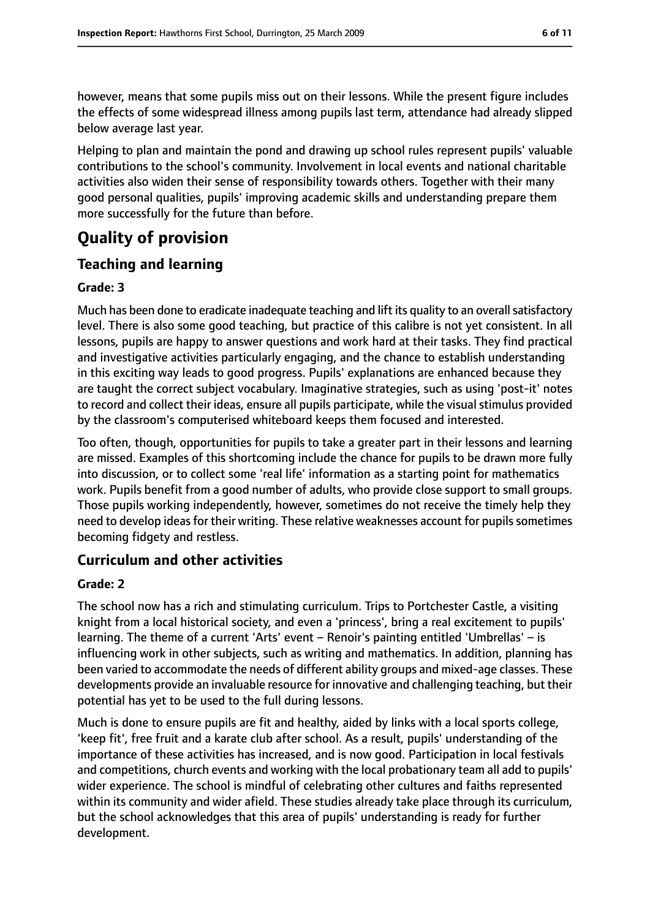however, means that some pupils miss out on their lessons. While the present figure includes the effects of some widespread illness among pupils last term, attendance had already slipped below average last year.

Helping to plan and maintain the pond and drawing up school rules represent pupils' valuable contributions to the school's community. Involvement in local events and national charitable activities also widen their sense of responsibility towards others. Together with their many good personal qualities, pupils' improving academic skills and understanding prepare them more successfully for the future than before.

# Quality of provision

## Teaching and learning

**Grade: 3**

Much has been done to eradicate inadequate teaching and lift its quality to an overall satisfactory level. There is also some good teaching, but practice of this calibre is not yet consistent. In all lessons, pupils are happy to answer questions and work hard at their tasks. They find practical and investigative activities particularly engaging, and the chance to establish understanding in this exciting way leads to good progress. Pupils' explanations are enhanced because they are taught the correct subject vocabulary. Imaginative strategies, such as using 'post-it' notes to record and collect their ideas, ensure all pupils participate, while the visual stimulus provided by the classroom's computerised whiteboard keeps them focused and interested.

Too often, though, opportunities for pupils to take a greater part in their lessons and learning are missed. Examples of this shortcoming include the chance for pupils to be drawn more fully into discussion, or to collect some 'real life' information as a starting point for mathematics work. Pupils benefit from a good number of adults, who provide close support to small groups. Those pupils working independently, however, sometimes do not receive the timely help they need to develop ideas for their writing. These relative weaknesses account for pupils sometimes becoming fidgety and restless.

## Curriculum and other activities

**Grade: 2**

The school now has a rich and stimulating curriculum. Trips to Portchester Castle, a visiting knight from a local historical society, and even a 'princess', bring a real excitement to pupils' learning. The theme of a current 'Arts' event – Renoir's painting entitled 'Umbrellas' – is influencing work in other subjects, such as writing and mathematics. In addition, planning has been varied to accommodate the needs of different ability groups and mixed-age classes. These developments provide an invaluable resource for innovative and challenging teaching, but their potential has yet to be used to the full during lessons.

Much is done to ensure pupils are fit and healthy, aided by links with a local sports college, 'keep fit', free fruit and a karate club after school. As a result, pupils' understanding of the importance of these activities has increased, and is now good. Participation in local festivals and competitions, church events and working with the local probationary team all add to pupils' wider experience. The school is mindful of celebrating other cultures and faiths represented within its community and wider afield. These studies already take place through its curriculum, but the school acknowledges that this area of pupils' understanding is ready for further development.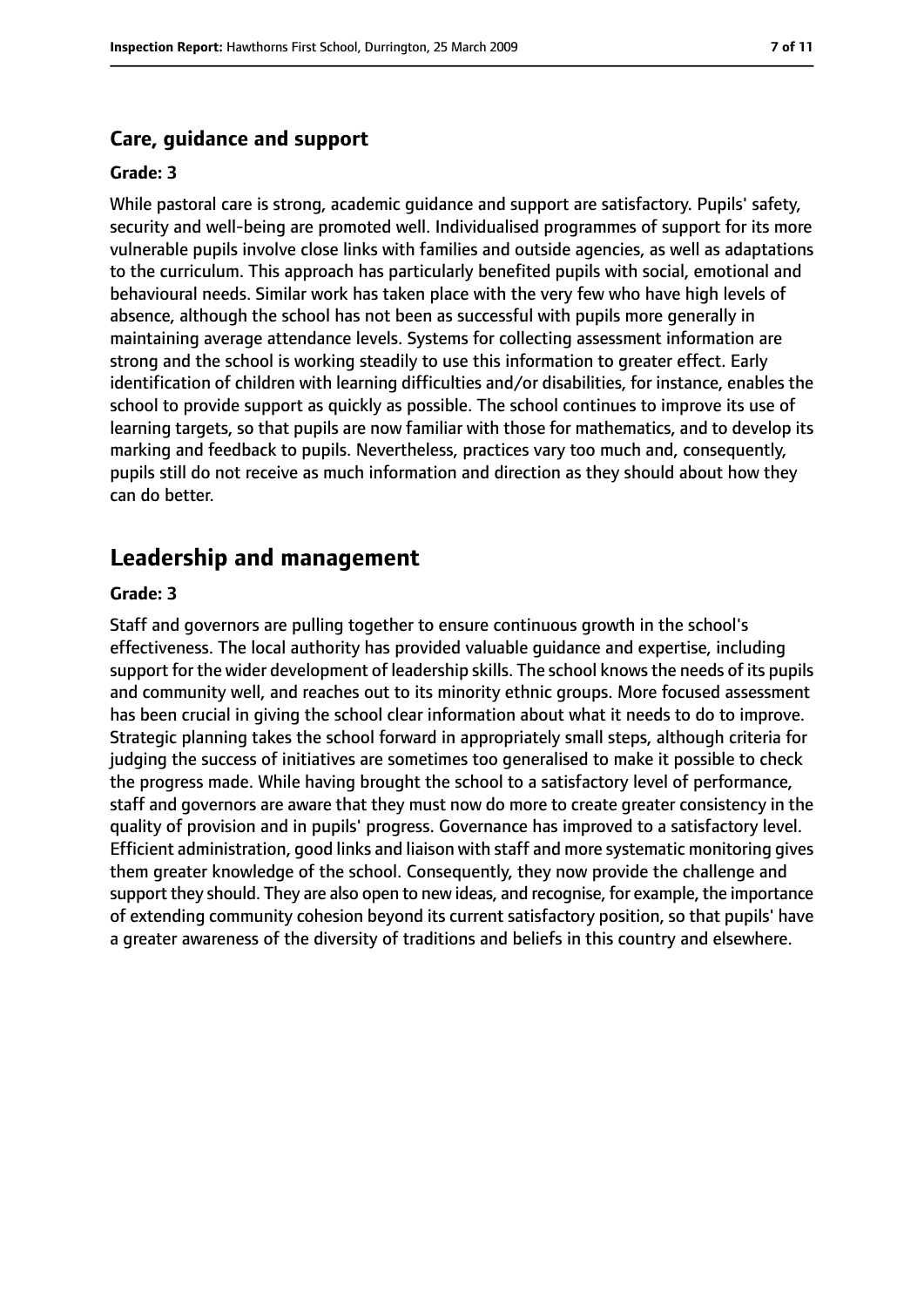### Care, guidance and support

#### Grade: 3

While pastoral care is strong, academic guidance and support are satisfactory. Pupils' safety, security and well-being are promoted well. Individualised programmes of support for its more vulnerable pupils involve close links with families and outside agencies, as well as adaptations to the curriculum. This approach has particularly benefited pupils with social, emotional and behavioural needs. Similar work has taken place with the very few who have high levels of absence, although the school has not been as successful with pupils more generally in maintaining average attendance levels. Systems for collecting assessment information are strong and the school is working steadily to use this information to greater effect. Early identification of children with learning difficulties and/or disabilities, for instance, enables the school to provide support as quickly as possible. The school continues to improve its use of learning targets, so that pupils are now familiar with those for mathematics, and to develop its marking and feedback to pupils. Nevertheless, practices vary too much and, consequently, pupils still do not receive as much information and direction as they should about how they can do better.

## Leadership and management

#### Grade: 3

Staff and governors are pulling together to ensure continuous growth in the school's effectiveness. The local authority has provided valuable guidance and expertise, including support for the wider development of leadership skills. The school knows the needs of its pupils and community well, and reaches out to its minority ethnic groups. More focused assessment has been crucial in giving the school clear information about what it needs to do to improve. Strategic planning takes the school forward in appropriately small steps, although criteria for judging the success of initiatives are sometimes too generalised to make it possible to check the progress made. While having brought the school to a satisfactory level of performance, staff and governors are aware that they must now do more to create greater consistency in the quality of provision and in pupils' progress. Governance has improved to a satisfactory level. Efficient administration, good links and liaison with staff and more systematic monitoring gives them greater knowledge of the school. Consequently, they now provide the challenge and support they should. They are also open to new ideas, and recognise, for example, the importance of extending community cohesion beyond its current satisfactory position, so that pupils' have a greater awareness of the diversity of traditions and beliefs in this country and elsewhere.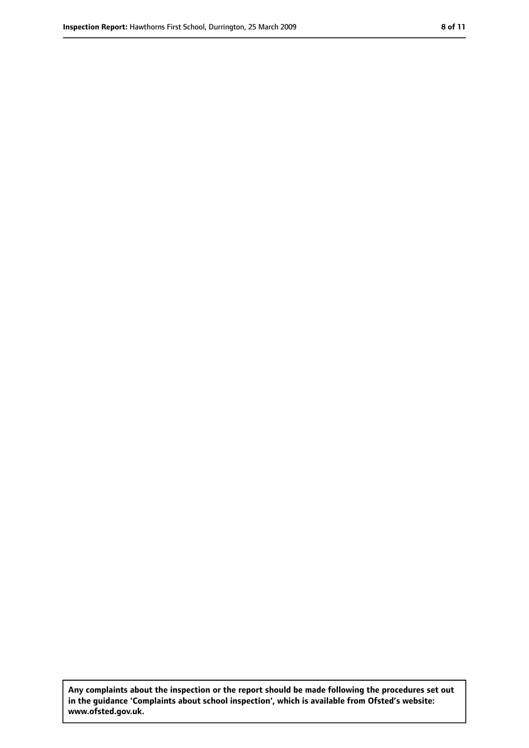**Any complaints about the inspection or the report should be made following the procedures set out in the guidance 'Complaints about school inspection', which is available from Ofsted's website: www.ofsted.gov.uk.**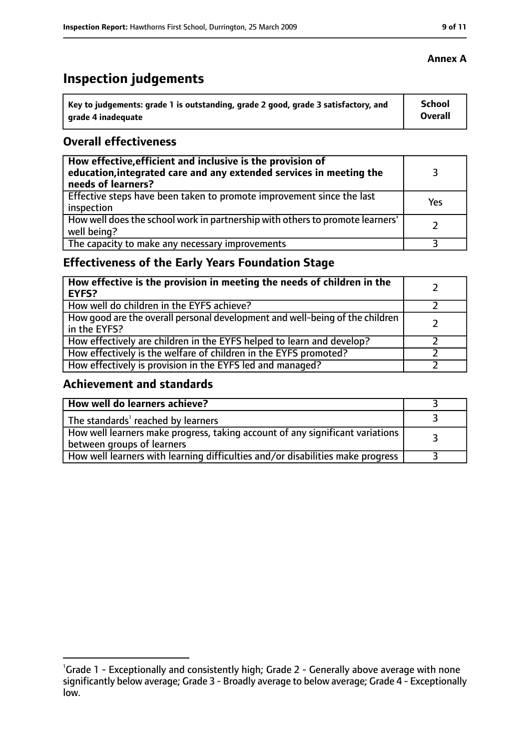**Annex A**

# Inspection judgements

| Key to judgements: grade 1 is outstanding, grade 2 good, grade 3 satisfactory, and grade 4 inadequate | School Overall |
|---|---|

## Overall effectiveness

| | |
|---|---|
| **How effective, efficient and inclusive is the provision of education, integrated care and any extended services in meeting the needs of learners?** | 3 |
| Effective steps have been taken to promote improvement since the last inspection | Yes |
| How well does the school work in partnership with others to promote learners' well being? | 2 |
| The capacity to make any necessary improvements | 3 |

## Effectiveness of the Early Years Foundation Stage

| | |
|---|---|
| **How effective is the provision in meeting the needs of children in the EYFS?** | 2 |
| How well do children in the EYFS achieve? | 2 |
| How good are the overall personal development and well-being of the children in the EYFS? | 2 |
| How effectively are children in the EYFS helped to learn and develop? | 2 |
| How effectively is the welfare of children in the EYFS promoted? | 2 |
| How effectively is provision in the EYFS led and managed? | 2 |

## Achievement and standards

| | |
|---|---|
| **How well do learners achieve?** | 3 |
| The standards[1] reached by learners | 3 |
| How well learners make progress, taking account of any significant variations between groups of learners | 3 |
| How well learners with learning difficulties and/or disabilities make progress | 3 |

[1]Grade 1 - Exceptionally and consistently high; Grade 2 - Generally above average with none significantly below average; Grade 3 - Broadly average to below average; Grade 4 - Exceptionally low.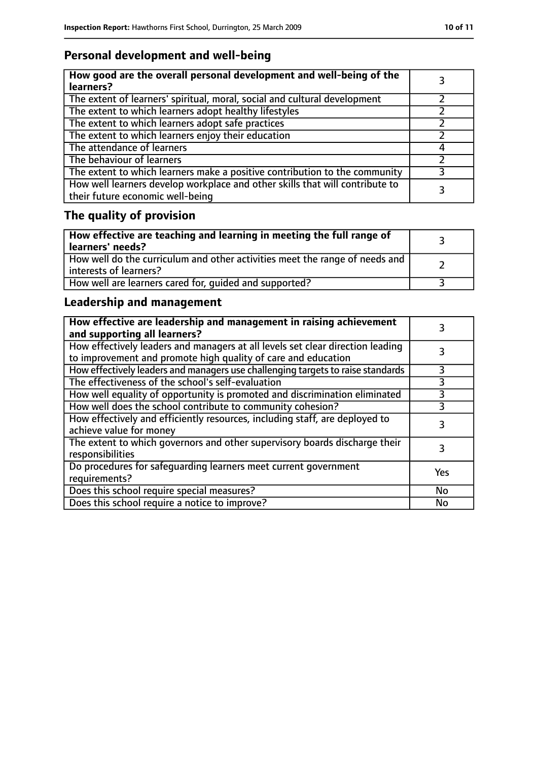## Personal development and well-being

| How good are the overall personal development and well-being of the learners? | 3 |
|---|---|
| The extent of learners' spiritual, moral, social and cultural development | 2 |
| The extent to which learners adopt healthy lifestyles | 2 |
| The extent to which learners adopt safe practices | 2 |
| The extent to which learners enjoy their education | 2 |
| The attendance of learners | 4 |
| The behaviour of learners | 2 |
| The extent to which learners make a positive contribution to the community | 3 |
| How well learners develop workplace and other skills that will contribute to their future economic well-being | 3 |

## The quality of provision

| How effective are teaching and learning in meeting the full range of learners' needs? | 3 |
|---|---|
| How well do the curriculum and other activities meet the range of needs and interests of learners? | 2 |
| How well are learners cared for, guided and supported? | 3 |

## Leadership and management

| How effective are leadership and management in raising achievement and supporting all learners? | 3 |
|---|---|
| How effectively leaders and managers at all levels set clear direction leading to improvement and promote high quality of care and education | 3 |
| How effectively leaders and managers use challenging targets to raise standards | 3 |
| The effectiveness of the school's self-evaluation | 3 |
| How well equality of opportunity is promoted and discrimination eliminated | 3 |
| How well does the school contribute to community cohesion? | 3 |
| How effectively and efficiently resources, including staff, are deployed to achieve value for money | 3 |
| The extent to which governors and other supervisory boards discharge their responsibilities | 3 |
| Do procedures for safeguarding learners meet current government requirements? | Yes |
| Does this school require special measures? | No |
| Does this school require a notice to improve? | No |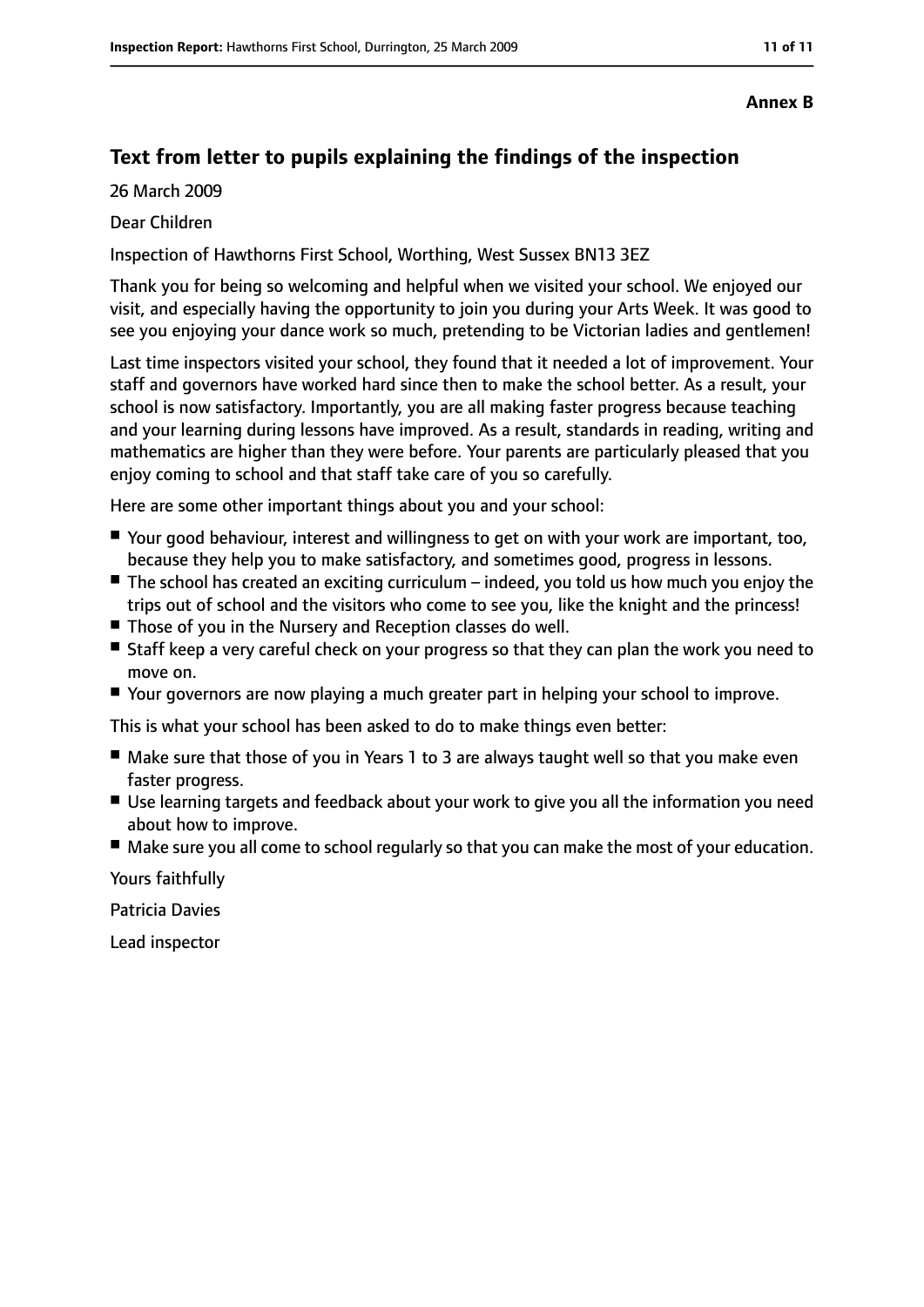**Annex B**

## Text from letter to pupils explaining the findings of the inspection

26 March 2009

Dear Children

Inspection of Hawthorns First School, Worthing, West Sussex BN13 3EZ

Thank you for being so welcoming and helpful when we visited your school. We enjoyed our visit, and especially having the opportunity to join you during your Arts Week. It was good to see you enjoying your dance work so much, pretending to be Victorian ladies and gentlemen!

Last time inspectors visited your school, they found that it needed a lot of improvement. Your staff and governors have worked hard since then to make the school better. As a result, your school is now satisfactory. Importantly, you are all making faster progress because teaching and your learning during lessons have improved. As a result, standards in reading, writing and mathematics are higher than they were before. Your parents are particularly pleased that you enjoy coming to school and that staff take care of you so carefully.

Here are some other important things about you and your school:

- Your good behaviour, interest and willingness to get on with your work are important, too, because they help you to make satisfactory, and sometimes good, progress in lessons.
- The school has created an exciting curriculum – indeed, you told us how much you enjoy the trips out of school and the visitors who come to see you, like the knight and the princess!
- Those of you in the Nursery and Reception classes do well.
- Staff keep a very careful check on your progress so that they can plan the work you need to move on.
- Your governors are now playing a much greater part in helping your school to improve.

This is what your school has been asked to do to make things even better:

- Make sure that those of you in Years 1 to 3 are always taught well so that you make even faster progress.
- Use learning targets and feedback about your work to give you all the information you need about how to improve.
- Make sure you all come to school regularly so that you can make the most of your education.

Yours faithfully

Patricia Davies

Lead inspector